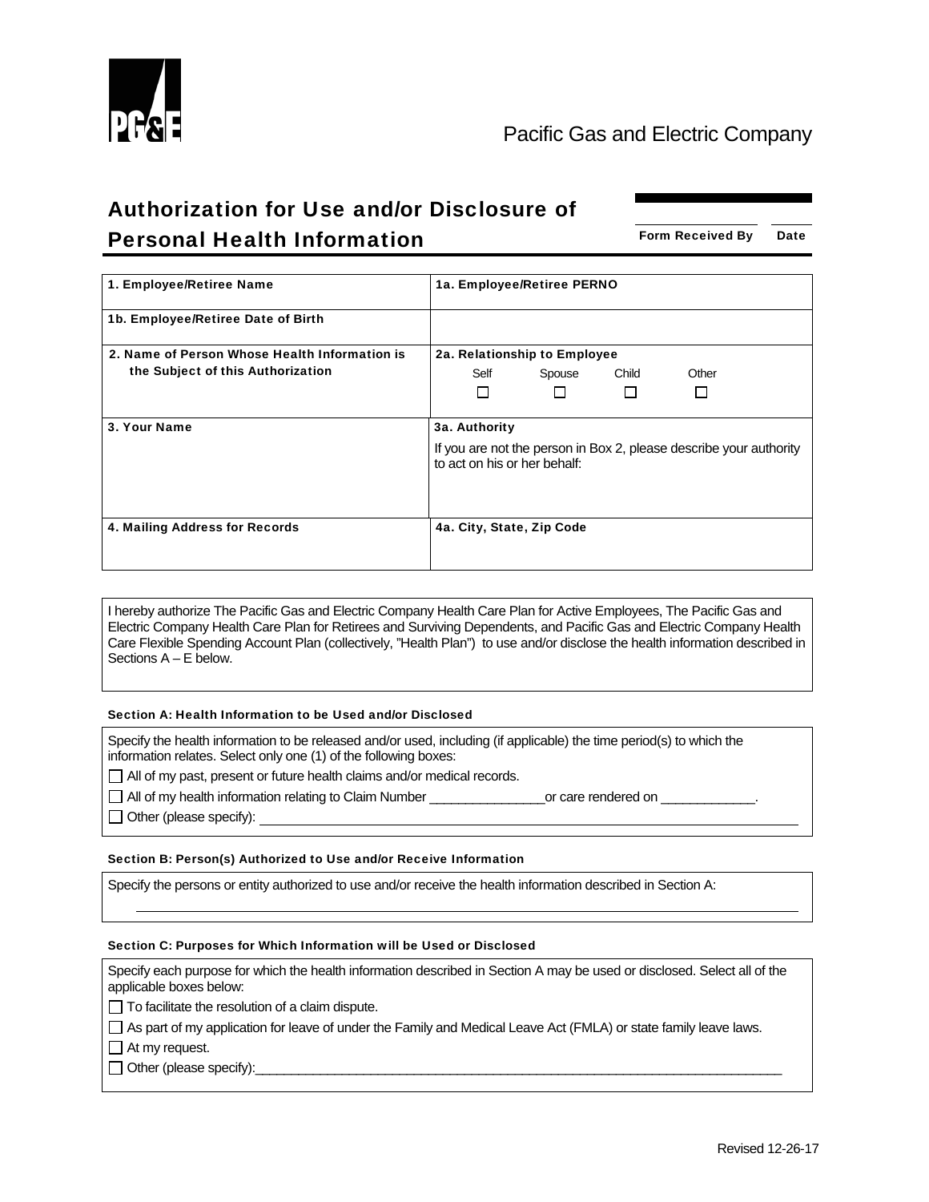Pacific Gas and Electric Company

# Authorization for Use and/or Disclosure of Personal Health Information

| Form Received By | Date |
| --- | --- |
| | |

| 1. Employee/Retiree Name | 1a. Employee/Retiree PERNO |
| --- | --- |
| 1b. Employee/Retiree Date of Birth | |
| 2. Name of Person Whose Health Information is the Subject of this Authorization | 2a. Relationship to Employee<br>☐ Self ☐ Spouse ☐ Child ☐ Other |
| 3. Your Name | 3a. Authority<br>If you are not the person in Box 2, please describe your authority to act on his or her behalf: |
| 4. Mailing Address for Records | 4a. City, State, Zip Code |

I hereby authorize The Pacific Gas and Electric Company Health Care Plan for Active Employees, The Pacific Gas and Electric Company Health Care Plan for Retirees and Surviving Dependents, and Pacific Gas and Electric Company Health Care Flexible Spending Account Plan (collectively, "Health Plan") to use and/or disclose the health information described in Sections A – E below.

### Section A: Health Information to be Used and/or Disclosed

Specify the health information to be released and/or used, including (if applicable) the time period(s) to which the information relates. Select only one (1) of the following boxes:

☐ All of my past, present or future health claims and/or medical records.

☐ All of my health information relating to Claim Number ________________or care rendered on _____________.

☐ Other (please specify): ______________________________________________________________

### Section B: Person(s) Authorized to Use and/or Receive Information

Specify the persons or entity authorized to use and/or receive the health information described in Section A:

______________________________________________________________

### Section C: Purposes for Which Information will be Used or Disclosed

Specify each purpose for which the health information described in Section A may be used or disclosed. Select all of the applicable boxes below:

☐ To facilitate the resolution of a claim dispute.

☐ As part of my application for leave of under the Family and Medical Leave Act (FMLA) or state family leave laws.

☐ At my request.

☐ Other (please specify):______________________________________________________________

Revised 12-26-17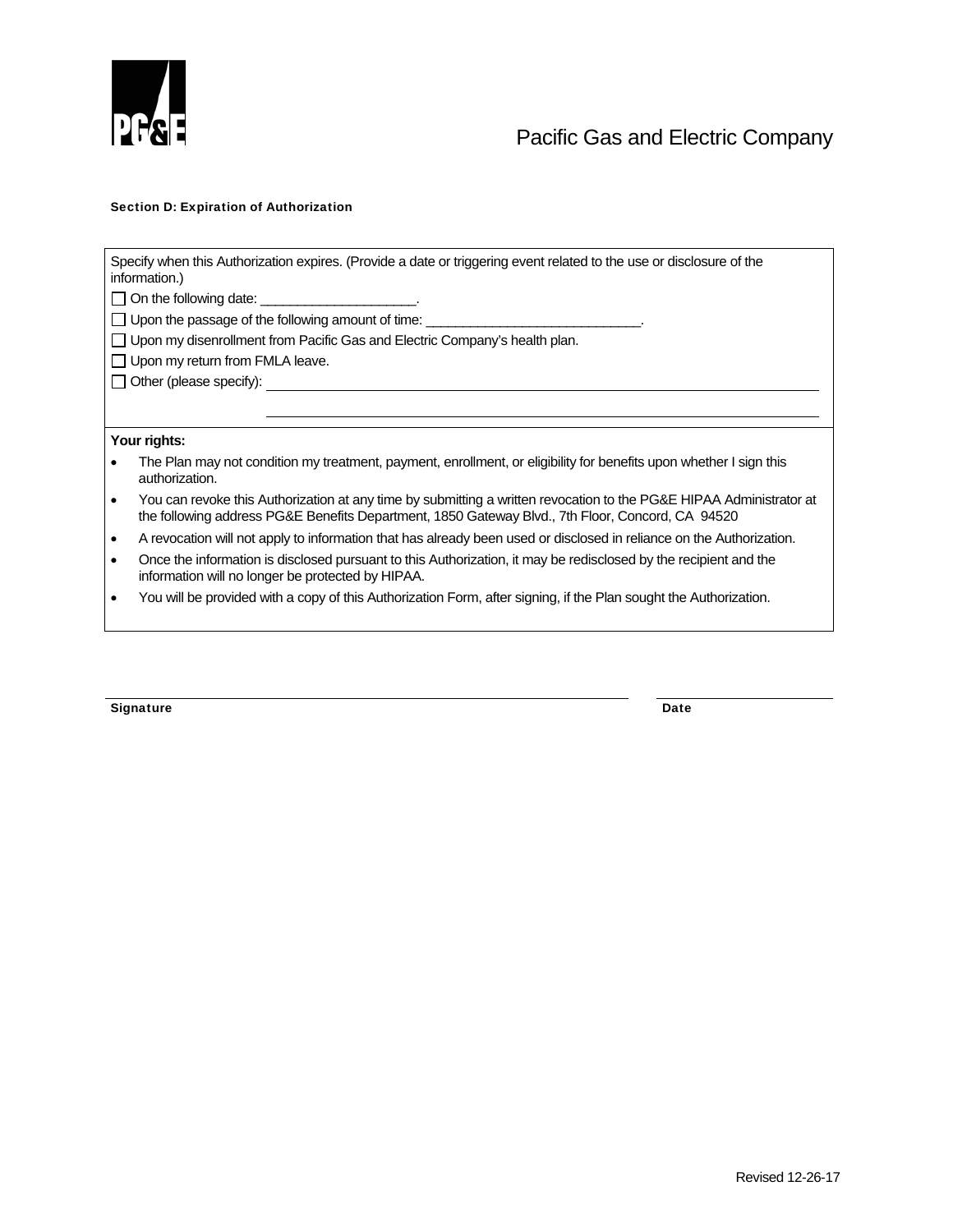Pacific Gas and Electric Company

**Section D: Expiration of Authorization**

Specify when this Authorization expires. (Provide a date or triggering event related to the use or disclosure of the information.)

- ☐ On the following date: ____________________.
- ☐ Upon the passage of the following amount of time: ____________________________.
- ☐ Upon my disenrollment from Pacific Gas and Electric Company's health plan.
- ☐ Upon my return from FMLA leave.
- ☐ Other (please specify): ____________________________________________

____________________________________________

**Your rights:**

- The Plan may not condition my treatment, payment, enrollment, or eligibility for benefits upon whether I sign this authorization.
- You can revoke this Authorization at any time by submitting a written revocation to the PG&E HIPAA Administrator at the following address PG&E Benefits Department, 1850 Gateway Blvd., 7th Floor, Concord, CA 94520
- A revocation will not apply to information that has already been used or disclosed in reliance on the Authorization.
- Once the information is disclosed pursuant to this Authorization, it may be redisclosed by the recipient and the information will no longer be protected by HIPAA.
- You will be provided with a copy of this Authorization Form, after signing, if the Plan sought the Authorization.

______________________________________________ ____________________

**Signature** **Date**

Revised 12-26-17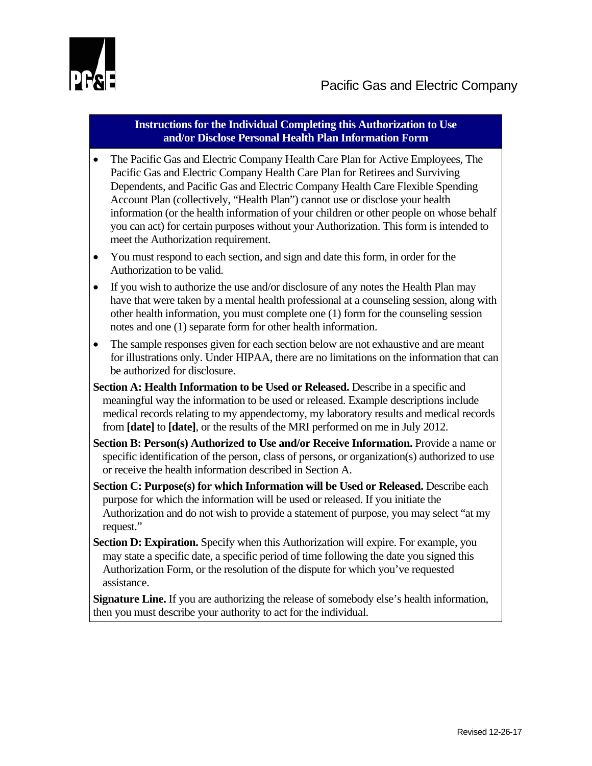Pacific Gas and Electric Company

## Instructions for the Individual Completing this Authorization to Use and/or Disclose Personal Health Plan Information Form

- The Pacific Gas and Electric Company Health Care Plan for Active Employees, The Pacific Gas and Electric Company Health Care Plan for Retirees and Surviving Dependents, and Pacific Gas and Electric Company Health Care Flexible Spending Account Plan (collectively, "Health Plan") cannot use or disclose your health information (or the health information of your children or other people on whose behalf you can act) for certain purposes without your Authorization. This form is intended to meet the Authorization requirement.
- You must respond to each section, and sign and date this form, in order for the Authorization to be valid.
- If you wish to authorize the use and/or disclosure of any notes the Health Plan may have that were taken by a mental health professional at a counseling session, along with other health information, you must complete one (1) form for the counseling session notes and one (1) separate form for other health information.
- The sample responses given for each section below are not exhaustive and are meant for illustrations only. Under HIPAA, there are no limitations on the information that can be authorized for disclosure.

**Section A: Health Information to be Used or Released.** Describe in a specific and meaningful way the information to be used or released. Example descriptions include medical records relating to my appendectomy, my laboratory results and medical records from **[date]** to **[date]**, or the results of the MRI performed on me in July 2012.

**Section B: Person(s) Authorized to Use and/or Receive Information.** Provide a name or specific identification of the person, class of persons, or organization(s) authorized to use or receive the health information described in Section A.

**Section C: Purpose(s) for which Information will be Used or Released.** Describe each purpose for which the information will be used or released. If you initiate the Authorization and do not wish to provide a statement of purpose, you may select "at my request."

**Section D: Expiration.** Specify when this Authorization will expire. For example, you may state a specific date, a specific period of time following the date you signed this Authorization Form, or the resolution of the dispute for which you've requested assistance.

**Signature Line.** If you are authorizing the release of somebody else's health information, then you must describe your authority to act for the individual.

Revised 12-26-17